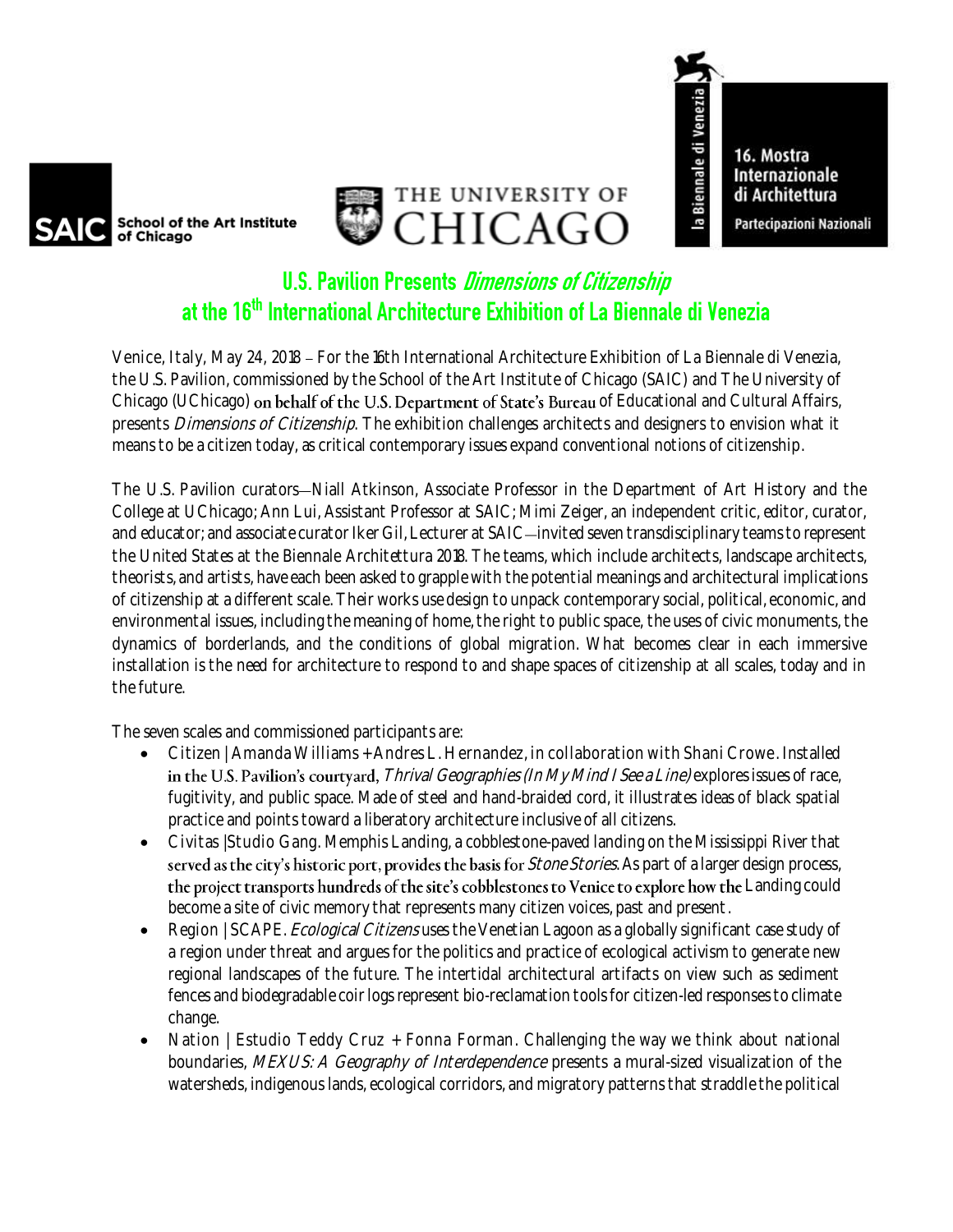SAIC School of the Art Institute of Chicago

THE UNIVERSITY OF CHICAGO

la Biennale di Venezia

16. Mostra Internazionale di Architettura

Partecipazioni Nazionali

# U.S. Pavilion Presents *Dimensions of Citizenship* at the 16th International Architecture Exhibition of La Biennale di Venezia

Venice, Italy, May 24, 2018 – For the 16th International Architecture Exhibition of La Biennale di Venezia, the U.S. Pavilion, commissioned by the School of the Art Institute of Chicago (SAIC) and The University of Chicago (UChicago) on behalf of the U.S. Department of State's Bureau of Educational and Cultural Affairs, presents *Dimensions of Citizenship*. The exhibition challenges architects and designers to envision what it means to be a citizen today, as critical contemporary issues expand conventional notions of citizenship.

The U.S. Pavilion curators—Niall Atkinson, Associate Professor in the Department of Art History and the College at UChicago; Ann Lui, Assistant Professor at SAIC; Mimi Zeiger, an independent critic, editor, curator, and educator; and associate curator Iker Gil, Lecturer at SAIC—invited seven transdisciplinary teams to represent the United States at the Biennale Architettura 2018. The teams, which include architects, landscape architects, theorists, and artists, have each been asked to grapple with the potential meanings and architectural implications of citizenship at a different scale. Their works use design to unpack contemporary social, political, economic, and environmental issues, including the meaning of home, the right to public space, the uses of civic monuments, the dynamics of borderlands, and the conditions of global migration. What becomes clear in each immersive installation is the need for architecture to respond to and shape spaces of citizenship at all scales, today and in the future.

The seven scales and commissioned participants are:

- Citizen | Amanda Williams + Andres L. Hernandez, in collaboration with Shani Crowe. Installed in the U.S. Pavilion's courtyard, *Thrival Geographies (In My Mind I See a Line)* explores issues of race, fugitivity, and public space. Made of steel and hand-braided cord, it illustrates ideas of black spatial practice and points toward a liberatory architecture inclusive of all citizens.
- Civitas |Studio Gang. Memphis Landing, a cobblestone-paved landing on the Mississippi River that served as the city's historic port, provides the basis for *Stone Stories*. As part of a larger design process, the project transports hundreds of the site's cobblestones to Venice to explore how the Landing could become a site of civic memory that represents many citizen voices, past and present.
- Region | SCAPE. *Ecological Citizens* uses the Venetian Lagoon as a globally significant case study of a region under threat and argues for the politics and practice of ecological activism to generate new regional landscapes of the future. The intertidal architectural artifacts on view such as sediment fences and biodegradable coir logs represent bio-reclamation tools for citizen-led responses to climate change.
- Nation | Estudio Teddy Cruz + Fonna Forman. Challenging the way we think about national boundaries, *MEXUS: A Geography of Interdependence* presents a mural-sized visualization of the watersheds, indigenous lands, ecological corridors, and migratory patterns that straddle the political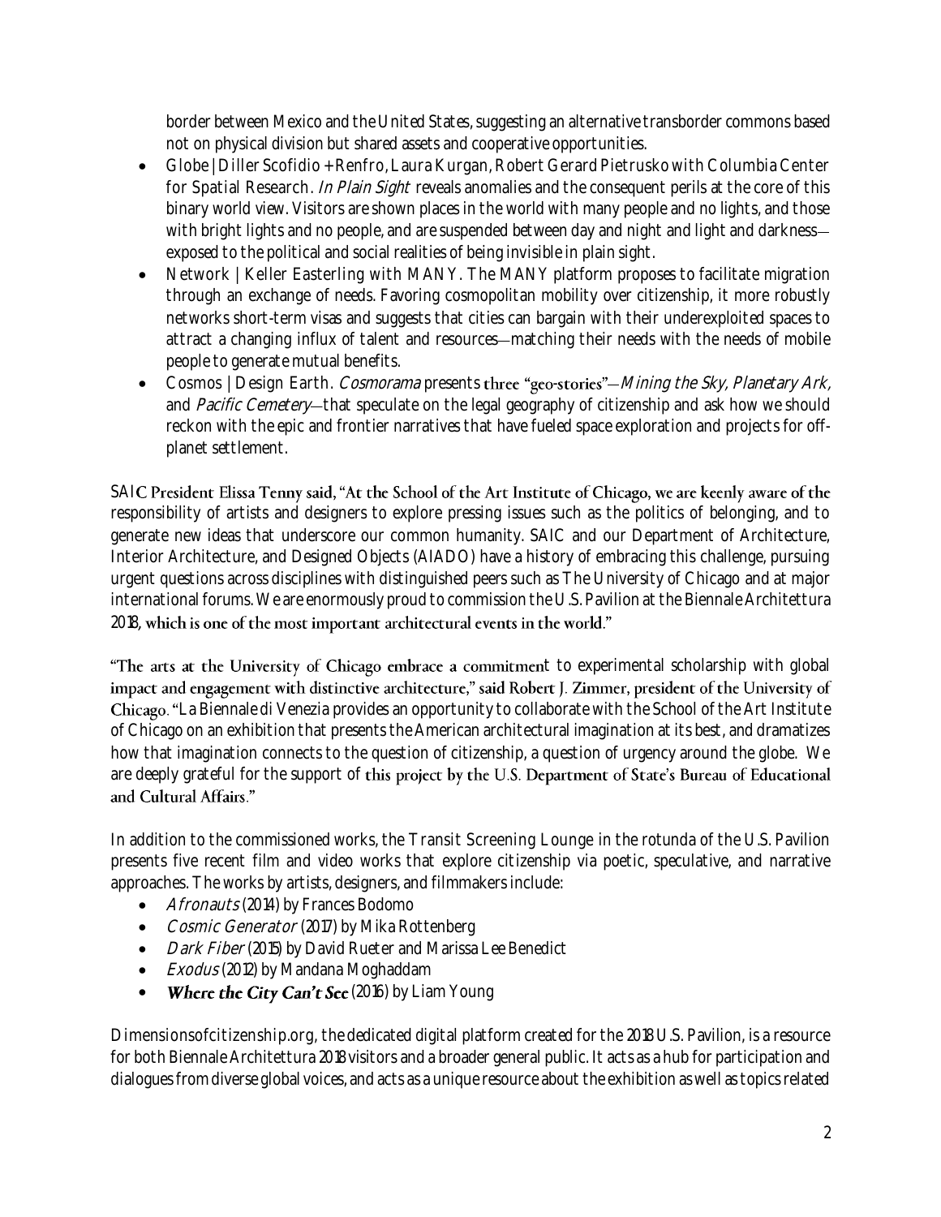border between Mexico and the United States, suggesting an alternative transborder commons based not on physical division but shared assets and cooperative opportunities.

- Globe | Diller Scofidio + Renfro, Laura Kurgan, Robert Gerard Pietrusko with Columbia Center for Spatial Research. *In Plain Sight* reveals anomalies and the consequent perils at the core of this binary world view. Visitors are shown places in the world with many people and no lights, and those with bright lights and no people, and are suspended between day and night and light and darkness—exposed to the political and social realities of being invisible in plain sight.
- Network | Keller Easterling with MANY. The MANY platform proposes to facilitate migration through an exchange of needs. Favoring cosmopolitan mobility over citizenship, it more robustly networks short-term visas and suggests that cities can bargain with their underexploited spaces to attract a changing influx of talent and resources—matching their needs with the needs of mobile people to generate mutual benefits.
- Cosmos | Design Earth. *Cosmorama* presents three "geo-stories"—*Mining the Sky*, *Planetary Ark*, and *Pacific Cemetery*—that speculate on the legal geography of citizenship and ask how we should reckon with the epic and frontier narratives that have fueled space exploration and projects for off-planet settlement.

SAIC President Elissa Tenny said, "At the School of the Art Institute of Chicago, we are keenly aware of the responsibility of artists and designers to explore pressing issues such as the politics of belonging, and to generate new ideas that underscore our common humanity. SAIC and our Department of Architecture, Interior Architecture, and Designed Objects (AIADO) have a history of embracing this challenge, pursuing urgent questions across disciplines with distinguished peers such as The University of Chicago and at major international forums. We are enormously proud to commission the U.S. Pavilion at the Biennale Architettura 2018, which is one of the most important architectural events in the world."

"The arts at the University of Chicago embrace a commitment to experimental scholarship with global impact and engagement with distinctive architecture," said Robert J. Zimmer, president of the University of Chicago. "La Biennale di Venezia provides an opportunity to collaborate with the School of the Art Institute of Chicago on an exhibition that presents the American architectural imagination at its best, and dramatizes how that imagination connects to the question of citizenship, a question of urgency around the globe. We are deeply grateful for the support of this project by the U.S. Department of State's Bureau of Educational and Cultural Affairs."

In addition to the commissioned works, the Transit Screening Lounge in the rotunda of the U.S. Pavilion presents five recent film and video works that explore citizenship via poetic, speculative, and narrative approaches. The works by artists, designers, and filmmakers include:

- *Afronauts* (2014) by Frances Bodomo
- *Cosmic Generator* (2017) by Mika Rottenberg
- *Dark Fiber* (2015) by David Rueter and Marissa Lee Benedict
- *Exodus* (2012) by Mandana Moghaddam
- *Where the City Can't See* (2016) by Liam Young

Dimensionsofcitizenship.org, the dedicated digital platform created for the 2018 U.S. Pavilion, is a resource for both Biennale Architettura 2018 visitors and a broader general public. It acts as a hub for participation and dialogues from diverse global voices, and acts as a unique resource about the exhibition as well as topics related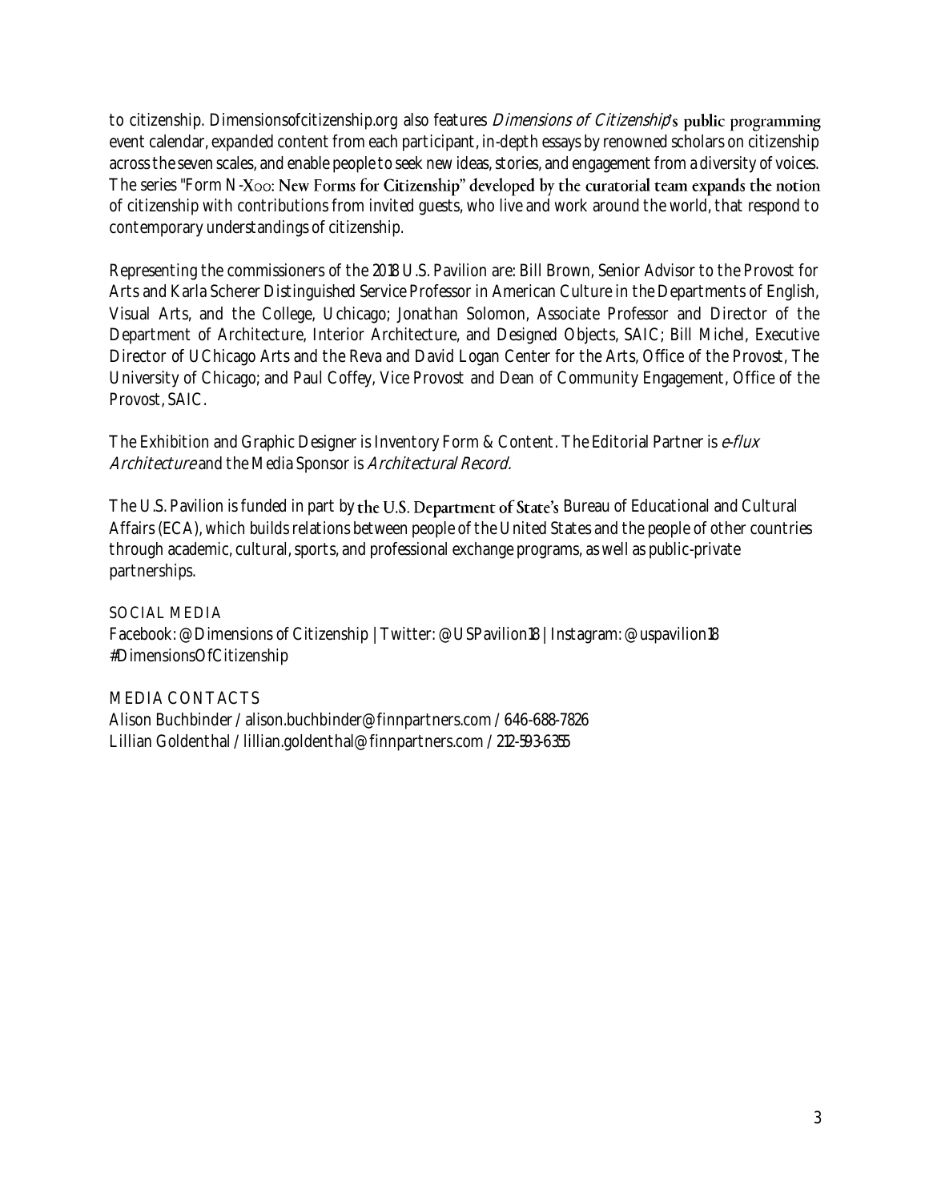to citizenship. Dimensionsofcitizenship.org also features *Dimensions of Citizenship*'s public programming event calendar, expanded content from each participant, in-depth essays by renowned scholars on citizenship across the seven scales, and enable people to seek new ideas, stories, and engagement from a diversity of voices. The series "Form N-X00: New Forms for Citizenship" developed by the curatorial team expands the notion of citizenship with contributions from invited guests, who live and work around the world, that respond to contemporary understandings of citizenship.

Representing the commissioners of the 2018 U.S. Pavilion are: Bill Brown, Senior Advisor to the Provost for Arts and Karla Scherer Distinguished Service Professor in American Culture in the Departments of English, Visual Arts, and the College, Uchicago; Jonathan Solomon, Associate Professor and Director of the Department of Architecture, Interior Architecture, and Designed Objects, SAIC; Bill Michel, Executive Director of UChicago Arts and the Reva and David Logan Center for the Arts, Office of the Provost, The University of Chicago; and Paul Coffey, Vice Provost and Dean of Community Engagement, Office of the Provost, SAIC.

The Exhibition and Graphic Designer is Inventory Form & Content. The Editorial Partner is *e-flux Architecture* and the Media Sponsor is *Architectural Record.*

The U.S. Pavilion is funded in part by the U.S. Department of State's Bureau of Educational and Cultural Affairs (ECA), which builds relations between people of the United States and the people of other countries through academic, cultural, sports, and professional exchange programs, as well as public-private partnerships.

SOCIAL MEDIA
Facebook: @Dimensions of Citizenship | Twitter: @USPavilion18 | Instagram: @uspavilion18
#DimensionsOfCitizenship

MEDIA CONTACTS
Alison Buchbinder / alison.buchbinder@finnpartners.com / 646-688-7826
Lillian Goldenthal / lillian.goldenthal@finnpartners.com / 212-593-6355